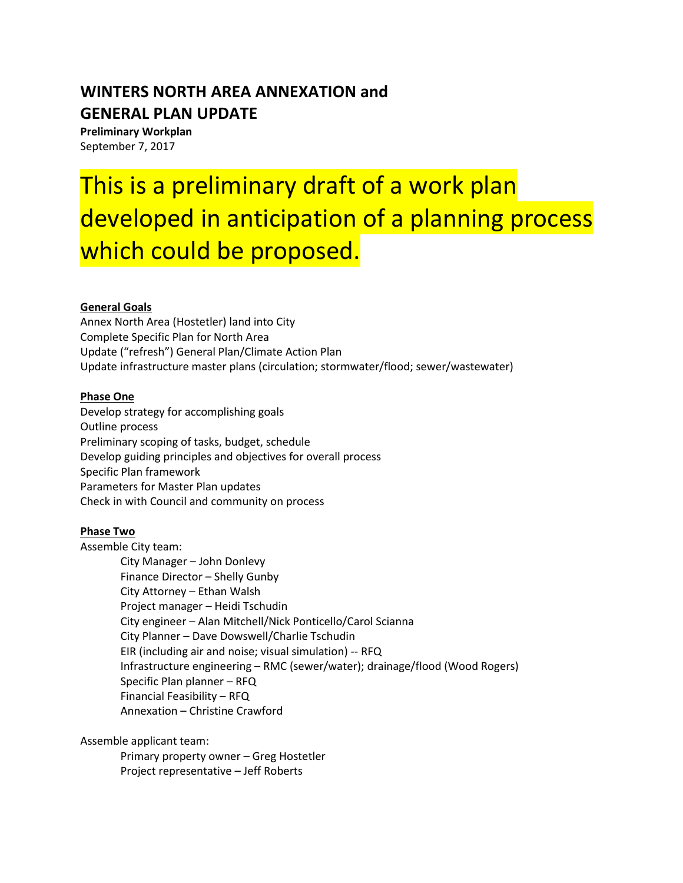# WINTERS NORTH AREA ANNEXATION and GENERAL PLAN UPDATE

**Preliminary Workplan**
September 7, 2017

## This is a preliminary draft of a work plan developed in anticipation of a planning process which could be proposed.

**General Goals**

Annex North Area (Hostetler) land into City
Complete Specific Plan for North Area
Update ("refresh") General Plan/Climate Action Plan
Update infrastructure master plans (circulation; stormwater/flood; sewer/wastewater)

**Phase One**

Develop strategy for accomplishing goals
Outline process
Preliminary scoping of tasks, budget, schedule
Develop guiding principles and objectives for overall process
Specific Plan framework
Parameters for Master Plan updates
Check in with Council and community on process

**Phase Two**

Assemble City team:

- City Manager – John Donlevy
- Finance Director – Shelly Gunby
- City Attorney – Ethan Walsh
- Project manager – Heidi Tschudin
- City engineer – Alan Mitchell/Nick Ponticello/Carol Scianna
- City Planner – Dave Dowswell/Charlie Tschudin
- EIR (including air and noise; visual simulation) -- RFQ
- Infrastructure engineering – RMC (sewer/water); drainage/flood (Wood Rogers)
- Specific Plan planner – RFQ
- Financial Feasibility – RFQ
- Annexation – Christine Crawford

Assemble applicant team:

- Primary property owner – Greg Hostetler
- Project representative – Jeff Roberts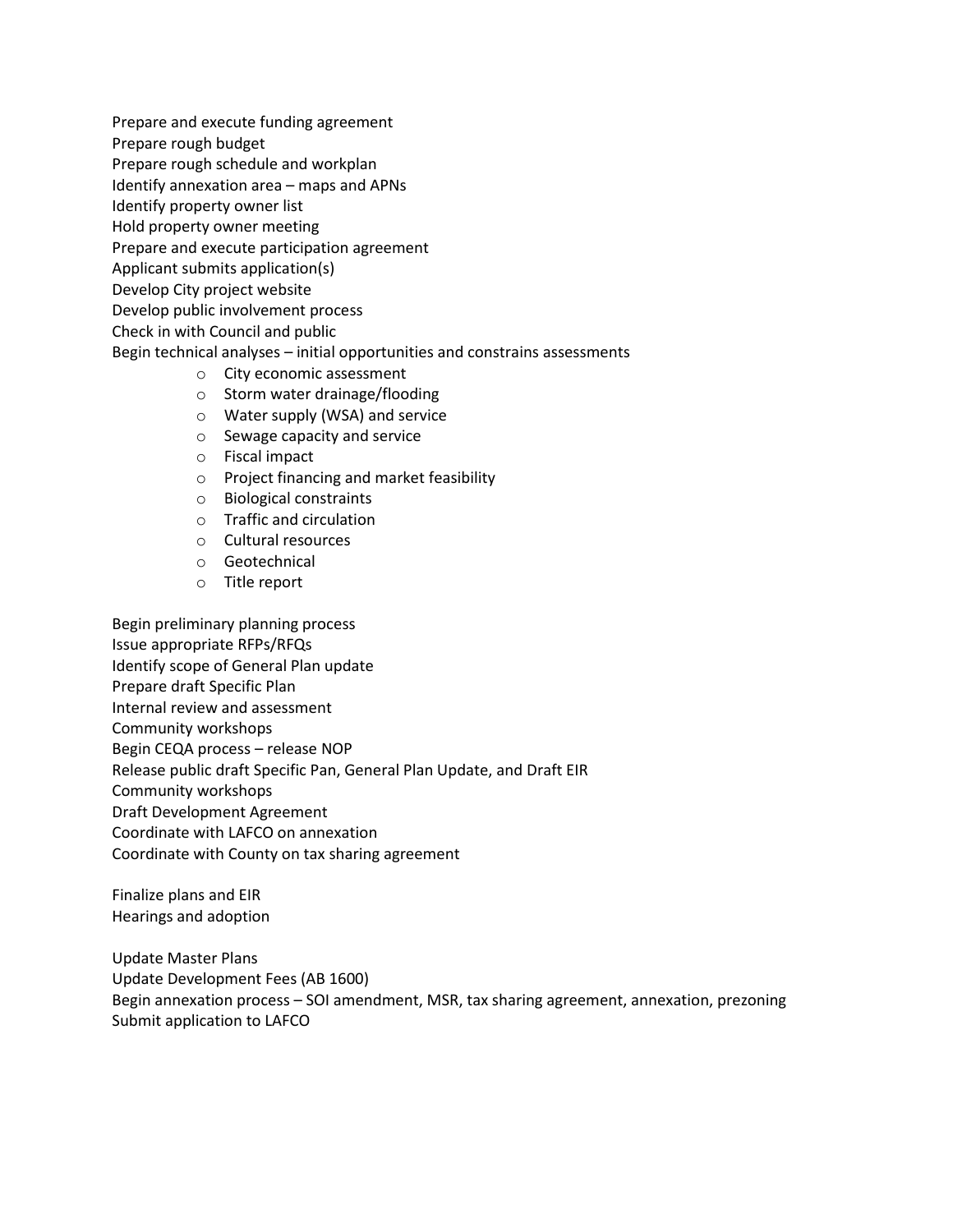Prepare and execute funding agreement
Prepare rough budget
Prepare rough schedule and workplan
Identify annexation area – maps and APNs
Identify property owner list
Hold property owner meeting
Prepare and execute participation agreement
Applicant submits application(s)
Develop City project website
Develop public involvement process
Check in with Council and public
Begin technical analyses – initial opportunities and constrains assessments

- City economic assessment
- Storm water drainage/flooding
- Water supply (WSA) and service
- Sewage capacity and service
- Fiscal impact
- Project financing and market feasibility
- Biological constraints
- Traffic and circulation
- Cultural resources
- Geotechnical
- Title report

Begin preliminary planning process
Issue appropriate RFPs/RFQs
Identify scope of General Plan update
Prepare draft Specific Plan
Internal review and assessment
Community workshops
Begin CEQA process – release NOP
Release public draft Specific Pan, General Plan Update, and Draft EIR
Community workshops
Draft Development Agreement
Coordinate with LAFCO on annexation
Coordinate with County on tax sharing agreement

Finalize plans and EIR
Hearings and adoption

Update Master Plans
Update Development Fees (AB 1600)
Begin annexation process – SOI amendment, MSR, tax sharing agreement, annexation, prezoning
Submit application to LAFCO